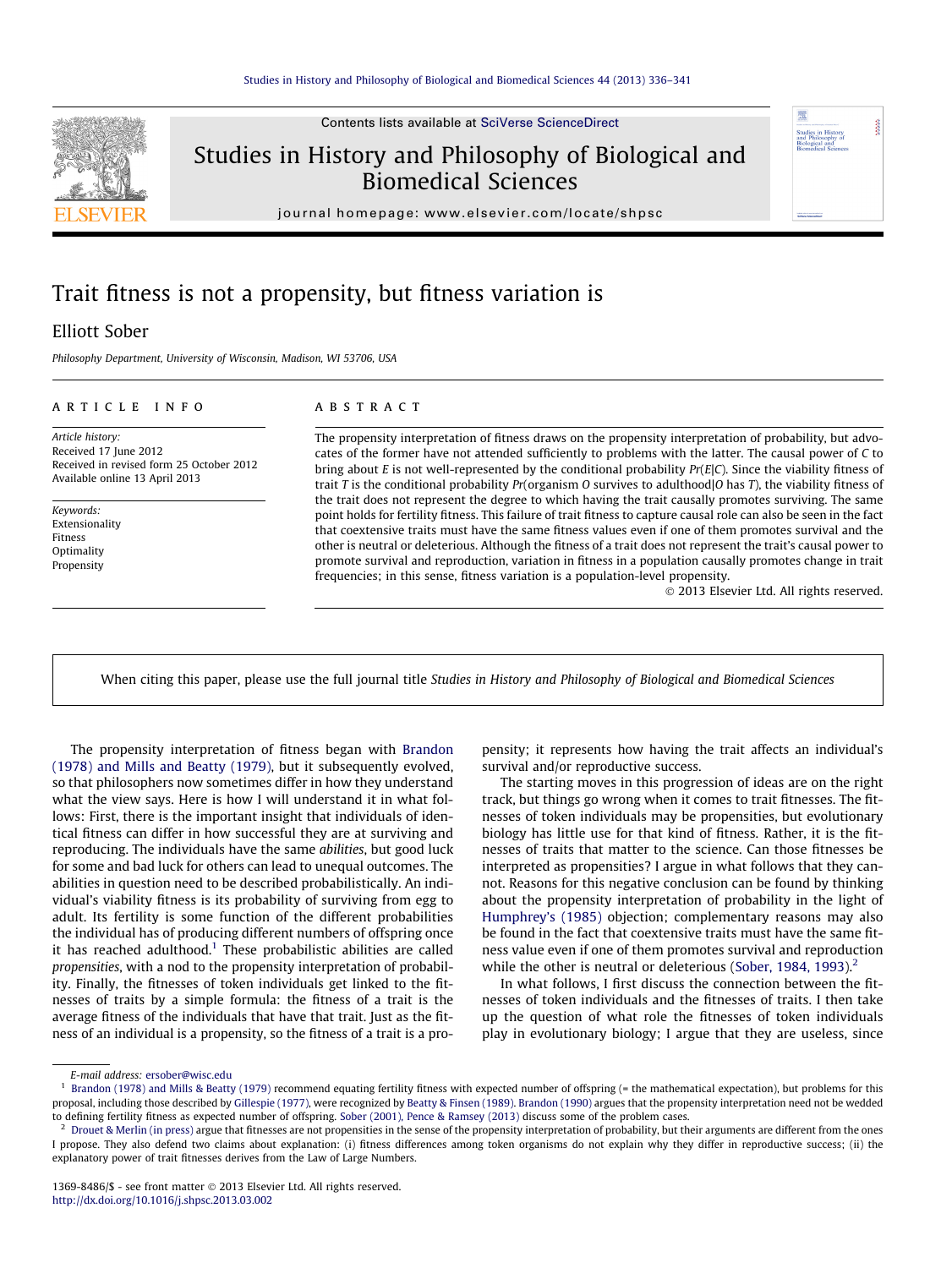Contents lists available at SciVerse ScienceDirect

# Studies in History and Philosophy of Biological and Biomedical Sciences

journal homepage: www.elsevier.com/locate/shpsc

# Trait fitness is not a propensity, but fitness variation is

Elliott Sober

*Philosophy Department, University of Wisconsin, Madison, WI 53706, USA*

---

**ARTICLE INFO**

*Article history:*
Received 17 June 2012
Received in revised form 25 October 2012
Available online 13 April 2013

*Keywords:*
Extensionality
Fitness
Optimality
Propensity

**ABSTRACT**

The propensity interpretation of fitness draws on the propensity interpretation of probability, but advocates of the former have not attended sufficiently to problems with the latter. The causal power of *C* to bring about *E* is not well-represented by the conditional probability *Pr*(*E*|*C*). Since the viability fitness of trait *T* is the conditional probability *Pr*(organism *O* survives to adulthood|*O* has *T*), the viability fitness of the trait does not represent the degree to which having the trait causally promotes surviving. The same point holds for fertility fitness. This failure of trait fitness to capture causal role can also be seen in the fact that coextensive traits must have the same fitness values even if one of them promotes survival and the other is neutral or deleterious. Although the fitness of a trait does not represent the trait's causal power to promote survival and reproduction, variation in fitness in a population causally promotes change in trait frequencies; in this sense, fitness variation is a population-level propensity.

© 2013 Elsevier Ltd. All rights reserved.

---

When citing this paper, please use the full journal title *Studies in History and Philosophy of Biological and Biomedical Sciences*

---

The propensity interpretation of fitness began with Brandon (1978) and Mills and Beatty (1979), but it subsequently evolved, so that philosophers now sometimes differ in how they understand what the view says. Here is how I will understand it in what follows: First, there is the important insight that individuals of identical fitness can differ in how successful they are at surviving and reproducing. The individuals have the same *abilities*, but good luck for some and bad luck for others can lead to unequal outcomes. The abilities in question need to be described probabilistically. An individual's viability fitness is its probability of surviving from egg to adult. Its fertility is some function of the different probabilities the individual has of producing different numbers of offspring once it has reached adulthood.[1] These probabilistic abilities are called *propensities*, with a nod to the propensity interpretation of probability. Finally, the fitnesses of token individuals get linked to the fitnesses of traits by a simple formula: the fitness of a trait is the average fitness of the individuals that have that trait. Just as the fitness of an individual is a propensity, so the fitness of a trait is a propensity; it represents how having the trait affects an individual's survival and/or reproductive success.

The starting moves in this progression of ideas are on the right track, but things go wrong when it comes to trait fitnesses. The fitnesses of token individuals may be propensities, but evolutionary biology has little use for that kind of fitness. Rather, it is the fitnesses of traits that matter to the science. Can those fitnesses be interpreted as propensities? I argue in what follows that they cannot. Reasons for this negative conclusion can be found by thinking about the propensity interpretation of probability in the light of Humphrey's (1985) objection; complementary reasons may also be found in the fact that coextensive traits must have the same fitness value even if one of them promotes survival and reproduction while the other is neutral or deleterious (Sober, 1984, 1993).[2]

In what follows, I first discuss the connection between the fitnesses of token individuals and the fitnesses of traits. I then take up the question of what role the fitnesses of token individuals play in evolutionary biology; I argue that they are useless, since

---

E-mail address: ersober@wisc.edu

[1] Brandon (1978) and Mills & Beatty (1979) recommend equating fertility fitness with expected number of offspring (= the mathematical expectation), but problems for this proposal, including those described by Gillespie (1977), were recognized by Beatty & Finsen (1989). Brandon (1990) argues that the propensity interpretation need not be wedded to defining fertility fitness as expected number of offspring. Sober (2001), Pence & Ramsey (2013) discuss some of the problem cases.

[2] Drouet & Merlin (in press) argue that fitnesses are not propensities in the sense of the propensity interpretation of probability, but their arguments are different from the ones I propose. They also defend two claims about explanation: (i) fitness differences among token organisms do not explain why they differ in reproductive success; (ii) the explanatory power of trait fitnesses derives from the Law of Large Numbers.

1369-8486/$ - see front matter © 2013 Elsevier Ltd. All rights reserved.
http://dx.doi.org/10.1016/j.shpsc.2013.03.002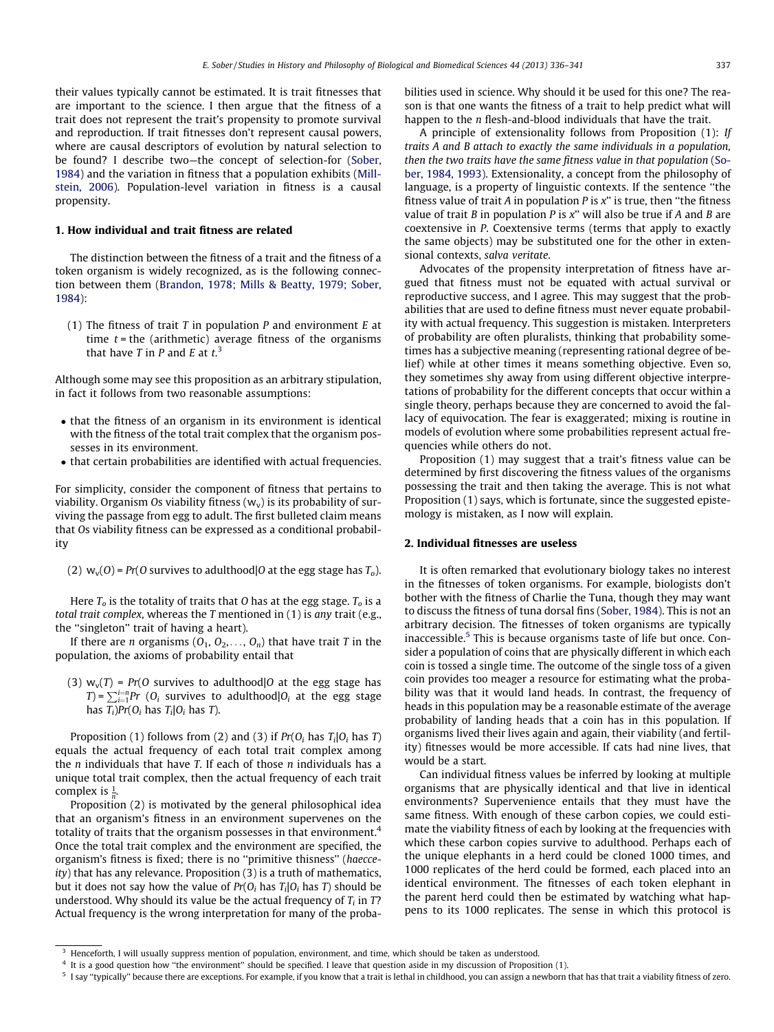their values typically cannot be estimated. It is trait fitnesses that are important to the science. I then argue that the fitness of a trait does not represent the trait's propensity to promote survival and reproduction. If trait fitnesses don't represent causal powers, where are causal descriptors of evolution by natural selection to be found? I describe two—the concept of selection-for (Sober, 1984) and the variation in fitness that a population exhibits (Millstein, 2006). Population-level variation in fitness is a causal propensity.

## 1. How individual and trait fitness are related

The distinction between the fitness of a trait and the fitness of a token organism is widely recognized, as is the following connection between them (Brandon, 1978; Mills & Beatty, 1979; Sober, 1984):

(1) The fitness of trait $T$ in population $P$ and environment $E$ at time $t$ = the (arithmetic) average fitness of the organisms that have $T$ in $P$ and $E$ at $t$.[3]

Although some may see this proposition as an arbitrary stipulation, in fact it follows from two reasonable assumptions:

- that the fitness of an organism in its environment is identical with the fitness of the total trait complex that the organism possesses in its environment.
- that certain probabilities are identified with actual frequencies.

For simplicity, consider the component of fitness that pertains to viability. Organism $O$s viability fitness ($w_v$) is its probability of surviving the passage from egg to adult. The first bulleted claim means that $O$s viability fitness can be expressed as a conditional probability

(2) $w_v(O) = Pr(O$ survives to adulthood$|O$ at the egg stage has $T_o)$.

Here $T_o$ is the totality of traits that $O$ has at the egg stage. $T_o$ is a *total trait complex*, whereas the $T$ mentioned in (1) is *any* trait (e.g., the "singleton" trait of having a heart).

If there are $n$ organisms ($O_1, O_2, \ldots, O_n$) that have trait $T$ in the population, the axioms of probability entail that

(3) $w_v(T) = Pr(O$ survives to adulthood$|O$ at the egg stage has $T) = \sum_{i=1}^{i=n} Pr$ ($O_i$ survives to adulthood$|O_i$ at the egg stage has $T_i)Pr(O_i$ has $T_i|O_i$ has $T)$.

Proposition (1) follows from (2) and (3) if $Pr(O_i$ has $T_i|O_i$ has $T)$ equals the actual frequency of each total trait complex among the $n$ individuals that have $T$. If each of those $n$ individuals has a unique total trait complex, then the actual frequency of each trait complex is $\frac{1}{n}$.

Proposition (2) is motivated by the general philosophical idea that an organism's fitness in an environment supervenes on the totality of traits that the organism possesses in that environment.[4] Once the total trait complex and the environment are specified, the organism's fitness is fixed; there is no "primitive thisness" (*haecceity*) that has any relevance. Proposition (3) is a truth of mathematics, but it does not say how the value of $Pr(O_i$ has $T_i|O_i$ has $T)$ should be understood. Why should its value be the actual frequency of $T_i$ in $T$? Actual frequency is the wrong interpretation for many of the probabilities used in science. Why should it be used for this one? The reason is that one wants the fitness of a trait to help predict what will happen to the $n$ flesh-and-blood individuals that have the trait.

A principle of extensionality follows from Proposition (1): *If traits A and B attach to exactly the same individuals in a population, then the two traits have the same fitness value in that population* (Sober, 1984, 1993). Extensionality, a concept from the philosophy of language, is a property of linguistic contexts. If the sentence "the fitness value of trait $A$ in population $P$ is $x$" is true, then "the fitness value of trait $B$ in population $P$ is $x$" will also be true if $A$ and $B$ are coextensive in $P$. Coextensive terms (terms that apply to exactly the same objects) may be substituted one for the other in extensional contexts, *salva veritate*.

Advocates of the propensity interpretation of fitness have argued that fitness must not be equated with actual survival or reproductive success, and I agree. This may suggest that the probabilities that are used to define fitness must never equate probability with actual frequency. This suggestion is mistaken. Interpreters of probability are often pluralists, thinking that probability sometimes has a subjective meaning (representing rational degree of belief) while at other times it means something objective. Even so, they sometimes shy away from using different objective interpretations of probability for the different concepts that occur within a single theory, perhaps because they are concerned to avoid the fallacy of equivocation. The fear is exaggerated; mixing is routine in models of evolution where some probabilities represent actual frequencies while others do not.

Proposition (1) may suggest that a trait's fitness value can be determined by first discovering the fitness values of the organisms possessing the trait and then taking the average. This is not what Proposition (1) says, which is fortunate, since the suggested epistemology is mistaken, as I now will explain.

## 2. Individual fitnesses are useless

It is often remarked that evolutionary biology takes no interest in the fitnesses of token organisms. For example, biologists don't bother with the fitness of Charlie the Tuna, though they may want to discuss the fitness of tuna dorsal fins (Sober, 1984). This is not an arbitrary decision. The fitnesses of token organisms are typically inaccessible.[5] This is because organisms taste of life but once. Consider a population of coins that are physically different in which each coin is tossed a single time. The outcome of the single toss of a given coin provides too meager a resource for estimating what the probability was that it would land heads. In contrast, the frequency of heads in this population may be a reasonable estimate of the average probability of landing heads that a coin has in this population. If organisms lived their lives again and again, their viability (and fertility) fitnesses would be more accessible. If cats had nine lives, that would be a start.

Can individual fitness values be inferred by looking at multiple organisms that are physically identical and that live in identical environments? Supervenience entails that they must have the same fitness. With enough of these carbon copies, we could estimate the viability fitness of each by looking at the frequencies with which these carbon copies survive to adulthood. Perhaps each of the unique elephants in a herd could be cloned 1000 times, and 1000 replicates of the herd could be formed, each placed into an identical environment. The fitnesses of each token elephant in the parent herd could then be estimated by watching what happens to its 1000 replicates. The sense in which this protocol is

[3] Henceforth, I will usually suppress mention of population, environment, and time, which should be taken as understood.

[4] It is a good question how "the environment" should be specified. I leave that question aside in my discussion of Proposition (1).

[5] I say "typically" because there are exceptions. For example, if you know that a trait is lethal in childhood, you can assign a newborn that has that trait a viability fitness of zero.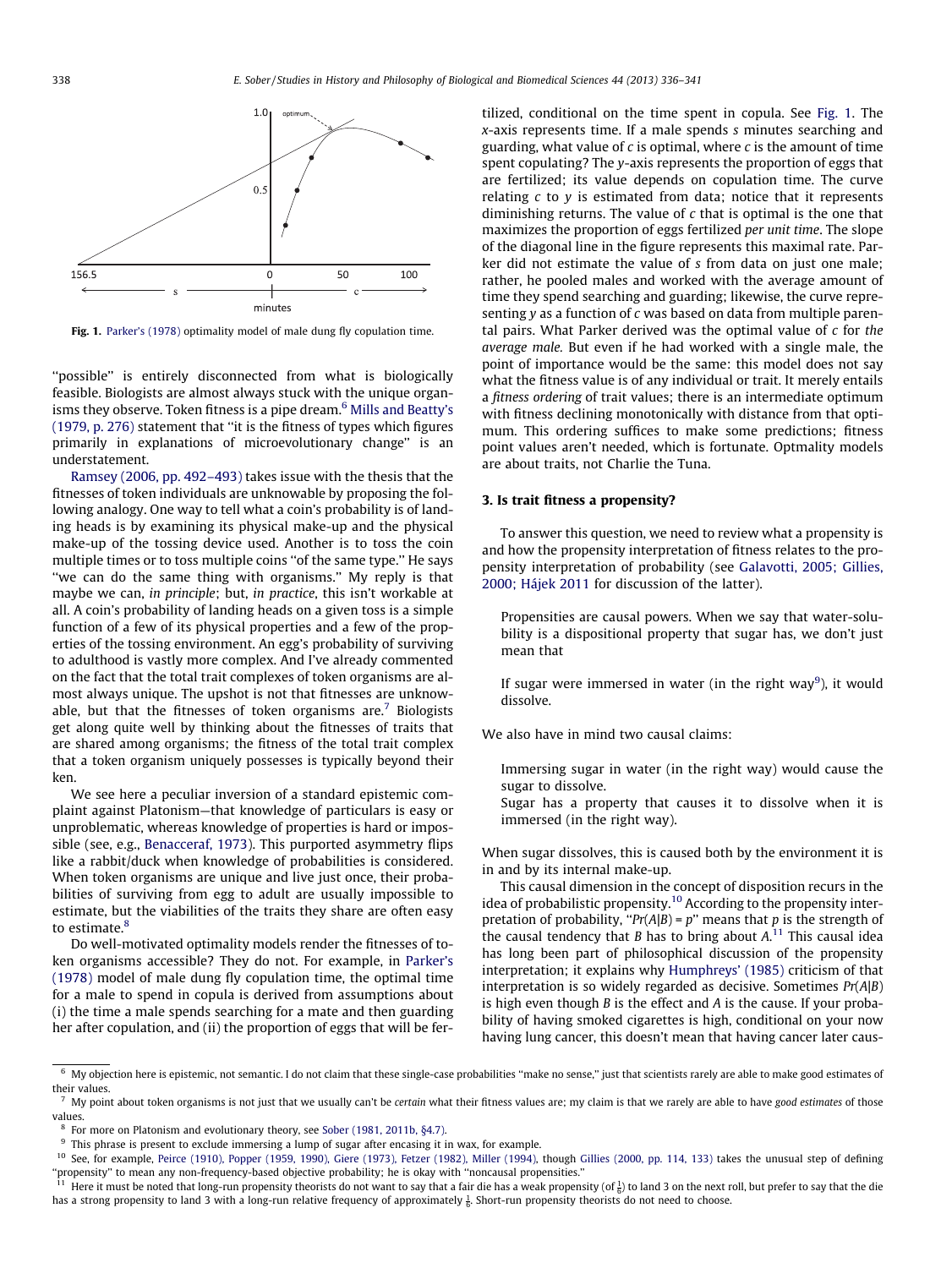Fig. 1. Parker's (1978) optimality model of male dung fly copulation time.

"possible" is entirely disconnected from what is biologically feasible. Biologists are almost always stuck with the unique organisms they observe. Token fitness is a pipe dream.[6] Mills and Beatty's (1979, p. 276) statement that "it is the fitness of types which figures primarily in explanations of microevolutionary change" is an understatement.

Ramsey (2006, pp. 492–493) takes issue with the thesis that the fitnesses of token individuals are unknowable by proposing the following analogy. One way to tell what a coin's probability is of landing heads is by examining its physical make-up and the physical make-up of the tossing device used. Another is to toss the coin multiple times or to toss multiple coins "of the same type." He says "we can do the same thing with organisms." My reply is that maybe we can, *in principle*; but, *in practice*, this isn't workable at all. A coin's probability of landing heads on a given toss is a simple function of a few of its physical properties and a few of the properties of the tossing environment. An egg's probability of surviving to adulthood is vastly more complex. And I've already commented on the fact that the total trait complexes of token organisms are almost always unique. The upshot is not that fitnesses are unknowable, but that the fitnesses of token organisms are.[7] Biologists get along quite well by thinking about the fitnesses of traits that are shared among organisms; the fitness of the total trait complex that a token organism uniquely possesses is typically beyond their ken.

We see here a peculiar inversion of a standard epistemic complaint against Platonism—that knowledge of particulars is easy or unproblematic, whereas knowledge of properties is hard or impossible (see, e.g., Benacceraf, 1973). This purported asymmetry flips like a rabbit/duck when knowledge of probabilities is considered. When token organisms are unique and live just once, their probabilities of surviving from egg to adult are usually impossible to estimate, but the viabilities of the traits they share are often easy to estimate.[8]

Do well-motivated optimality models render the fitnesses of token organisms accessible? They do not. For example, in Parker's (1978) model of male dung fly copulation time, the optimal time for a male to spend in copula is derived from assumptions about (i) the time a male spends searching for a mate and then guarding her after copulation, and (ii) the proportion of eggs that will be fertilized, conditional on the time spent in copula. See Fig. 1. The $x$-axis represents time. If a male spends $s$ minutes searching and guarding, what value of $c$ is optimal, where $c$ is the amount of time spent copulating? The $y$-axis represents the proportion of eggs that are fertilized; its value depends on copulation time. The curve relating $c$ to $y$ is estimated from data; notice that it represents diminishing returns. The value of $c$ that is optimal is the one that maximizes the proportion of eggs fertilized *per unit time*. The slope of the diagonal line in the figure represents this maximal rate. Parker did not estimate the value of $s$ from data on just one male; rather, he pooled males and worked with the average amount of time they spend searching and guarding; likewise, the curve representing $y$ as a function of $c$ was based on data from multiple parental pairs. What Parker derived was the optimal value of $c$ for *the average male*. But even if he had worked with a single male, the point of importance would be the same: this model does not say what the fitness value is of any individual or trait. It merely entails a *fitness ordering* of trait values; there is an intermediate optimum with fitness declining monotonically with distance from that optimum. This ordering suffices to make some predictions; fitness point values aren't needed, which is fortunate. Optmality models are about traits, not Charlie the Tuna.

## 3. Is trait fitness a propensity?

To answer this question, we need to review what a propensity is and how the propensity interpretation of fitness relates to the propensity interpretation of probability (see Galavotti, 2005; Gillies, 2000; Hájek 2011 for discussion of the latter).

> Propensities are causal powers. When we say that water-solubility is a dispositional property that sugar has, we don't just mean that
>
> If sugar were immersed in water (in the right way[9]), it would dissolve.

We also have in mind two causal claims:

> Immersing sugar in water (in the right way) would cause the sugar to dissolve.
> Sugar has a property that causes it to dissolve when it is immersed (in the right way).

When sugar dissolves, this is caused both by the environment it is in and by its internal make-up.

This causal dimension in the concept of disposition recurs in the idea of probabilistic propensity.[10] According to the propensity interpretation of probability, "$Pr(A|B) = p$" means that $p$ is the strength of the causal tendency that $B$ has to bring about $A$.[11] This causal idea has long been part of philosophical discussion of the propensity interpretation; it explains why Humphreys' (1985) criticism of that interpretation is so widely regarded as decisive. Sometimes $Pr(A|B)$ is high even though $B$ is the effect and $A$ is the cause. If your probability of having smoked cigarettes is high, conditional on your now having lung cancer, this doesn't mean that having cancer later caus-

---

[6] My objection here is epistemic, not semantic. I do not claim that these single-case probabilities "make no sense," just that scientists rarely are able to make good estimates of their values.

[7] My point about token organisms is not just that we usually can't be *certain* what their fitness values are; my claim is that we rarely are able to have *good estimates* of those values.

[8] For more on Platonism and evolutionary theory, see Sober (1981, 2011b, §4.7).

[9] This phrase is present to exclude immersing a lump of sugar after encasing it in wax, for example.

[10] See, for example, Peirce (1910), Popper (1959, 1990), Giere (1973), Fetzer (1982), Miller (1994), though Gillies (2000, pp. 114, 133) takes the unusual step of defining "propensity" to mean any non-frequency-based objective probability; he is okay with "noncausal propensities."

[11] Here it must be noted that long-run propensity theorists do not want to say that a fair die has a weak propensity (of $\frac{1}{6}$) to land 3 on the next roll, but prefer to say that the die has a strong propensity to land 3 with a long-run relative frequency of approximately $\frac{1}{6}$. Short-run propensity theorists do not need to choose.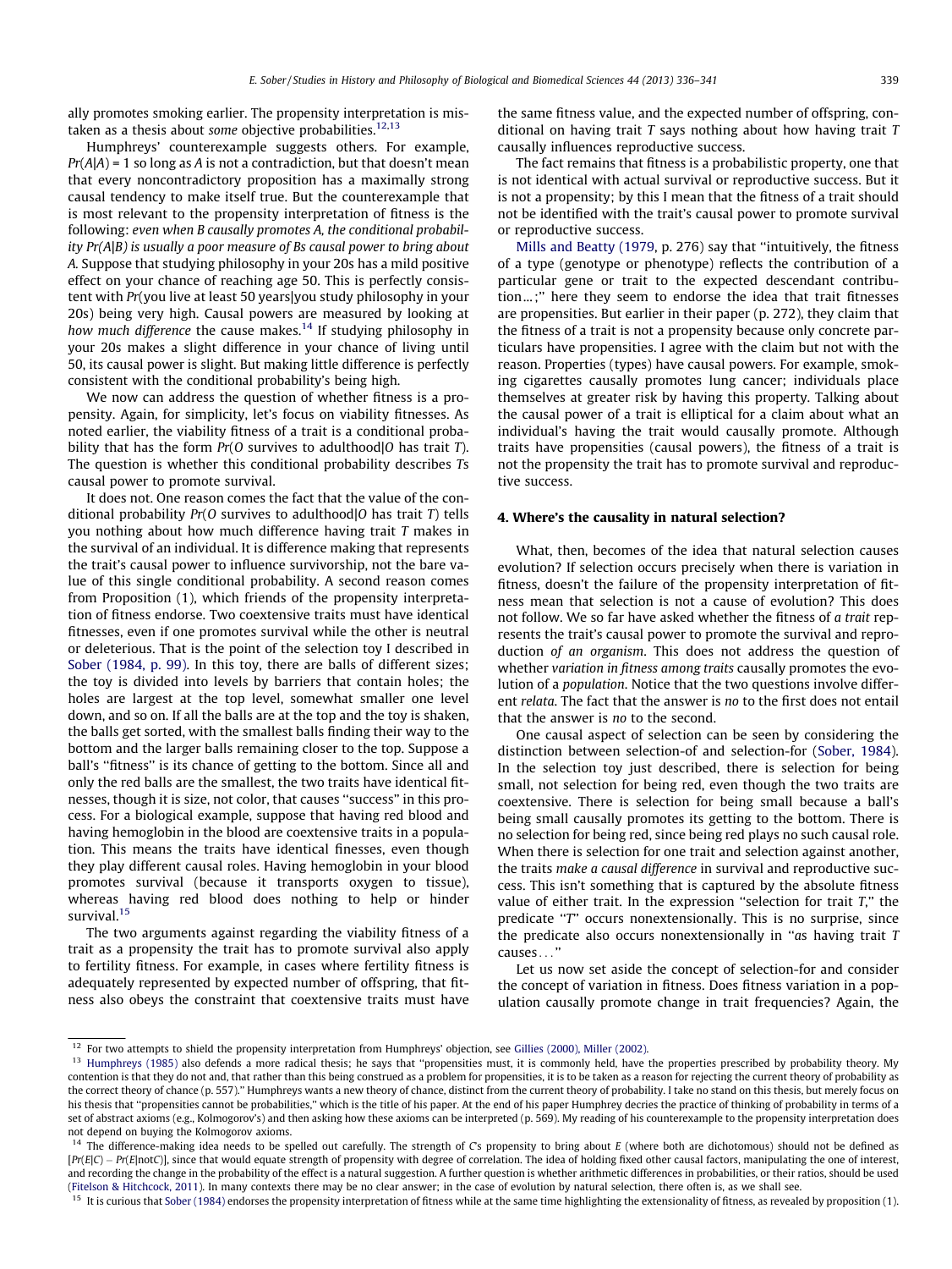ally promotes smoking earlier. The propensity interpretation is mistaken as a thesis about *some* objective probabilities.[12,13]

Humphreys' counterexample suggests others. For example, $Pr(A|A) = 1$ so long as $A$ is not a contradiction, but that doesn't mean that every noncontradictory proposition has a maximally strong causal tendency to make itself true. But the counterexample that is most relevant to the propensity interpretation of fitness is the following: *even when B causally promotes A, the conditional probability Pr(A|B) is usually a poor measure of Bs causal power to bring about A.* Suppose that studying philosophy in your 20s has a mild positive effect on your chance of reaching age 50. This is perfectly consistent with *Pr*(you live at least 50 years|you study philosophy in your 20s) being very high. Causal powers are measured by looking at *how much difference* the cause makes.[14] If studying philosophy in your 20s makes a slight difference in your chance of living until 50, its causal power is slight. But making little difference is perfectly consistent with the conditional probability's being high.

We now can address the question of whether fitness is a propensity. Again, for simplicity, let's focus on viability fitnesses. As noted earlier, the viability fitness of a trait is a conditional probability that has the form *Pr*(*O* survives to adulthood|*O* has trait *T*). The question is whether this conditional probability describes *T*s causal power to promote survival.

It does not. One reason comes the fact that the value of the conditional probability *Pr*(*O* survives to adulthood|*O* has trait *T*) tells you nothing about how much difference having trait *T* makes in the survival of an individual. It is difference making that represents the trait's causal power to influence survivorship, not the bare value of this single conditional probability. A second reason comes from Proposition (1), which friends of the propensity interpretation of fitness endorse. Two coextensive traits must have identical fitnesses, even if one promotes survival while the other is neutral or deleterious. That is the point of the selection toy I described in Sober (1984, p. 99). In this toy, there are balls of different sizes; the toy is divided into levels by barriers that contain holes; the holes are largest at the top level, somewhat smaller one level down, and so on. If all the balls are at the top and the toy is shaken, the balls get sorted, with the smallest balls finding their way to the bottom and the larger balls remaining closer to the top. Suppose a ball's "fitness" is its chance of getting to the bottom. Since all and only the red balls are the smallest, the two traits have identical fitnesses, though it is size, not color, that causes "success" in this process. For a biological example, suppose that having red blood and having hemoglobin in the blood are coextensive traits in a population. This means the traits have identical finesses, even though they play different causal roles. Having hemoglobin in your blood promotes survival (because it transports oxygen to tissue), whereas having red blood does nothing to help or hinder survival.[15]

The two arguments against regarding the viability fitness of a trait as a propensity the trait has to promote survival also apply to fertility fitness. For example, in cases where fertility fitness is adequately represented by expected number of offspring, that fitness also obeys the constraint that coextensive traits must have the same fitness value, and the expected number of offspring, conditional on having trait *T* says nothing about how having trait *T* causally influences reproductive success.

The fact remains that fitness is a probabilistic property, one that is not identical with actual survival or reproductive success. But it is not a propensity; by this I mean that the fitness of a trait should not be identified with the trait's causal power to promote survival or reproductive success.

Mills and Beatty (1979, p. 276) say that "intuitively, the fitness of a type (genotype or phenotype) reflects the contribution of a particular gene or trait to the expected descendant contribution...;" here they seem to endorse the idea that trait fitnesses are propensities. But earlier in their paper (p. 272), they claim that the fitness of a trait is not a propensity because only concrete particulars have propensities. I agree with the claim but not with the reason. Properties (types) have causal powers. For example, smoking cigarettes causally promotes lung cancer; individuals place themselves at greater risk by having this property. Talking about the causal power of a trait is elliptical for a claim about what an individual's having the trait would causally promote. Although traits have propensities (causal powers), the fitness of a trait is not the propensity the trait has to promote survival and reproductive success.

### 4. Where's the causality in natural selection?

What, then, becomes of the idea that natural selection causes evolution? If selection occurs precisely when there is variation in fitness, doesn't the failure of the propensity interpretation of fitness mean that selection is not a cause of evolution? This does not follow. We so far have asked whether the fitness of *a trait* represents the trait's causal power to promote the survival and reproduction *of an organism*. This does not address the question of whether *variation in fitness among traits* causally promotes the evolution of a *population*. Notice that the two questions involve different *relata*. The fact that the answer is *no* to the first does not entail that the answer is *no* to the second.

One causal aspect of selection can be seen by considering the distinction between selection-of and selection-for (Sober, 1984). In the selection toy just described, there is selection for being small, not selection for being red, even though the two traits are coextensive. There is selection for being small because a ball's being small causally promotes its getting to the bottom. There is no selection for being red, since being red plays no such causal role. When there is selection for one trait and selection against another, the traits *make a causal difference* in survival and reproductive success. This isn't something that is captured by the absolute fitness value of either trait. In the expression "selection for trait *T*," the predicate "*T*" occurs nonextensionally. This is no surprise, since the predicate also occurs nonextensionally in "*as* having trait *T* causes..."

Let us now set aside the concept of selection-for and consider the concept of variation in fitness. Does fitness variation in a population causally promote change in trait frequencies? Again, the

---

[12] For two attempts to shield the propensity interpretation from Humphreys' objection, see Gillies (2000), Miller (2002).

[13] Humphreys (1985) also defends a more radical thesis; he says that "propensities must, it is commonly held, have the properties prescribed by probability theory. My contention is that they do not and, that rather than this being construed as a problem for propensities, it is to be taken as a reason for rejecting the current theory of probability as the correct theory of chance (p. 557)." Humphreys wants a new theory of chance, distinct from the current theory of probability. I take no stand on this thesis, but merely focus on his thesis that "propensities cannot be probabilities," which is the title of his paper. At the end of his paper Humphrey decries the practice of thinking of probability in terms of a set of abstract axioms (e.g., Kolmogorov's) and then asking how these axioms can be interpreted (p. 569). My reading of his counterexample to the propensity interpretation does not depend on buying the Kolmogorov axioms.

[14] The difference-making idea needs to be spelled out carefully. The strength of *C*s propensity to bring about *E* (where both are dichotomous) should not be defined as $[Pr(E|C) - Pr(E|\text{not}C)]$, since that would equate strength of propensity with degree of correlation. The idea of holding fixed other causal factors, manipulating the one of interest, and recording the change in the probability of the effect is a natural suggestion. A further question is whether arithmetic differences in probabilities, or their ratios, should be used (Fitelson & Hitchcock, 2011). In many contexts there may be no clear answer; in the case of evolution by natural selection, there often is, as we shall see.

[15] It is curious that Sober (1984) endorses the propensity interpretation of fitness while at the same time highlighting the extensionality of fitness, as revealed by proposition (1).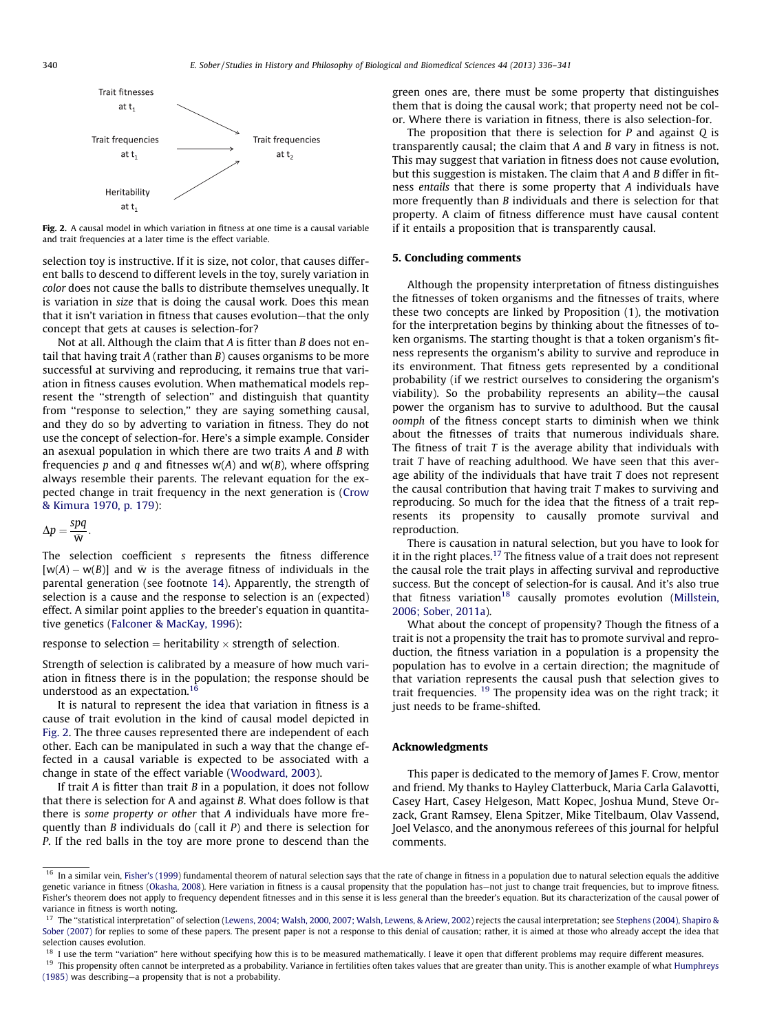Trait fitnesses at $t_1$

Trait frequencies at $t_1$

Heritability at $t_1$

Trait frequencies at $t_2$

**Fig. 2.** A causal model in which variation in fitness at one time is a causal variable and trait frequencies at a later time is the effect variable.

selection toy is instructive. If it is size, not color, that causes different balls to descend to different levels in the toy, surely variation in *color* does not cause the balls to distribute themselves unequally. It is variation in *size* that is doing the causal work. Does this mean that it isn't variation in fitness that causes evolution—that the only concept that gets at causes is selection-for?

Not at all. Although the claim that *A* is fitter than *B* does not entail that having trait *A* (rather than *B*) causes organisms to be more successful at surviving and reproducing, it remains true that variation in fitness causes evolution. When mathematical models represent the "strength of selection" and distinguish that quantity from "response to selection," they are saying something causal, and they do so by adverting to variation in fitness. They do not use the concept of selection-for. Here's a simple example. Consider an asexual population in which there are two traits *A* and *B* with frequencies *p* and *q* and fitnesses w(*A*) and w(*B*), where offspring always resemble their parents. The relevant equation for the expected change in trait frequency in the next generation is (Crow & Kimura 1970, p. 179):

$$\Delta p = \frac{spq}{\bar{w}}.$$

The selection coefficient *s* represents the fitness difference [w(*A*) – w(*B*)] and $\bar{w}$ is the average fitness of individuals in the parental generation (see footnote 14). Apparently, the strength of selection is a cause and the response to selection is an (expected) effect. A similar point applies to the breeder's equation in quantitative genetics (Falconer & MacKay, 1996):

response to selection = heritability × strength of selection.

Strength of selection is calibrated by a measure of how much variation in fitness there is in the population; the response should be understood as an expectation.[16]

It is natural to represent the idea that variation in fitness is a cause of trait evolution in the kind of causal model depicted in Fig. 2. The three causes represented there are independent of each other. Each can be manipulated in such a way that the change effected in a causal variable is expected to be associated with a change in state of the effect variable (Woodward, 2003).

If trait *A* is fitter than trait *B* in a population, it does not follow that there is selection for A and against *B*. What does follow is that there is *some property or other* that *A* individuals have more frequently than *B* individuals do (call it *P*) and there is selection for *P*. If the red balls in the toy are more prone to descend than the green ones are, there must be some property that distinguishes them that is doing the causal work; that property need not be color. Where there is variation in fitness, there is also selection-for.

The proposition that there is selection for *P* and against *Q* is transparently causal; the claim that *A* and *B* vary in fitness is not. This may suggest that variation in fitness does not cause evolution, but this suggestion is mistaken. The claim that *A* and *B* differ in fitness *entails* that there is some property that *A* individuals have more frequently than *B* individuals and there is selection for that property. A claim of fitness difference must have causal content if it entails a proposition that is transparently causal.

## 5. Concluding comments

Although the propensity interpretation of fitness distinguishes the fitnesses of token organisms and the fitnesses of traits, where these two concepts are linked by Proposition (1), the motivation for the interpretation begins by thinking about the fitnesses of token organisms. The starting thought is that a token organism's fitness represents the organism's ability to survive and reproduce in its environment. That fitness gets represented by a conditional probability (if we restrict ourselves to considering the organism's viability). So the probability represents an ability—the causal power the organism has to survive to adulthood. But the causal *oomph* of the fitness concept starts to diminish when we think about the fitnesses of traits that numerous individuals share. The fitness of trait *T* is the average ability that individuals with trait *T* have of reaching adulthood. We have seen that this average ability of the individuals that have trait *T* does not represent the causal contribution that having trait *T* makes to surviving and reproducing. So much for the idea that the fitness of a trait represents its propensity to causally promote survival and reproduction.

There is causation in natural selection, but you have to look for it in the right places.[17] The fitness value of a trait does not represent the causal role the trait plays in affecting survival and reproductive success. But the concept of selection-for is causal. And it's also true that fitness variation[18] causally promotes evolution (Millstein, 2006; Sober, 2011a).

What about the concept of propensity? Though the fitness of a trait is not a propensity the trait has to promote survival and reproduction, the fitness variation in a population is a propensity the population has to evolve in a certain direction; the magnitude of that variation represents the causal push that selection gives to trait frequencies.[19] The propensity idea was on the right track; it just needs to be frame-shifted.

## Acknowledgments

This paper is dedicated to the memory of James F. Crow, mentor and friend. My thanks to Hayley Clatterbuck, Maria Carla Galavotti, Casey Hart, Casey Helgeson, Matt Kopec, Joshua Mund, Steve Orzack, Grant Ramsey, Elena Spitzer, Mike Titelbaum, Olav Vassend, Joel Velasco, and the anonymous referees of this journal for helpful comments.

---

[16] In a similar vein, Fisher's (1999) fundamental theorem of natural selection says that the rate of change in fitness in a population due to natural selection equals the additive genetic variance in fitness (Okasha, 2008). Here variation in fitness is a causal propensity that the population has—not just to change trait frequencies, but to improve fitness. Fisher's theorem does not apply to frequency dependent fitnesses and in this sense it is less general than the breeder's equation. But its characterization of the causal power of variance in fitness is worth noting.

[17] The "statistical interpretation" of selection (Lewens, 2004; Walsh, 2000, 2007; Walsh, Lewens, & Ariew, 2002) rejects the causal interpretation; see Stephens (2004), Shapiro & Sober (2007) for replies to some of these papers. The present paper is not a response to this denial of causation; rather, it is aimed at those who already accept the idea that selection causes evolution.

[18] I use the term "variation" here without specifying how this is to be measured mathematically. I leave it open that different problems may require different measures.

[19] This propensity often cannot be interpreted as a probability. Variance in fertilities often takes values that are greater than unity. This is another example of what Humphreys (1985) was describing—a propensity that is not a probability.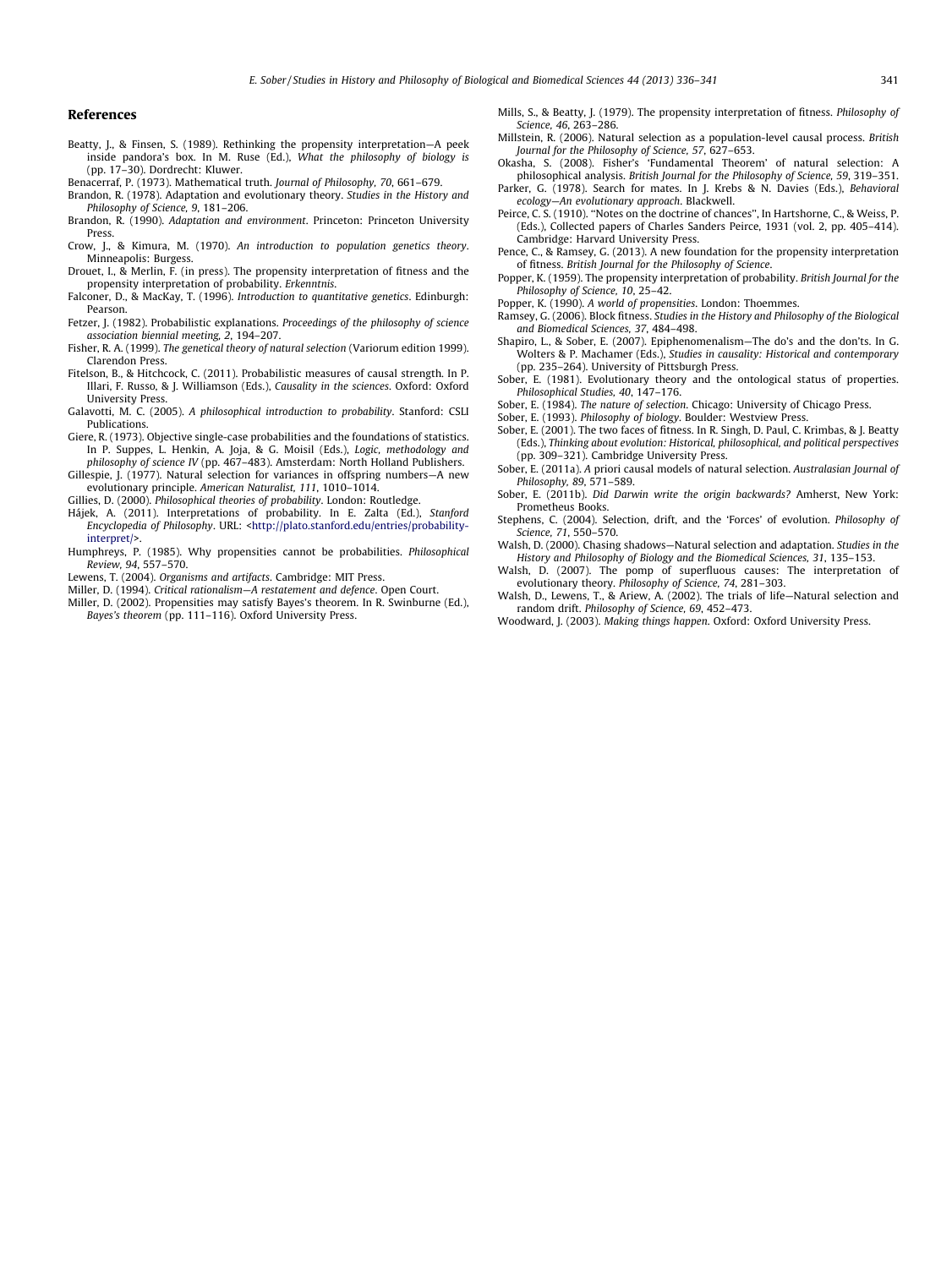## References

Beatty, J., & Finsen, S. (1989). Rethinking the propensity interpretation—A peek inside pandora's box. In M. Ruse (Ed.), *What the philosophy of biology is* (pp. 17–30). Dordrecht: Kluwer.

Benacerraf, P. (1973). Mathematical truth. *Journal of Philosophy, 70*, 661–679.

Brandon, R. (1978). Adaptation and evolutionary theory. *Studies in the History and Philosophy of Science, 9*, 181–206.

Brandon, R. (1990). *Adaptation and environment*. Princeton: Princeton University Press.

Crow, J., & Kimura, M. (1970). *An introduction to population genetics theory*. Minneapolis: Burgess.

Drouet, I., & Merlin, F. (in press). The propensity interpretation of fitness and the propensity interpretation of probability. *Erkenntnis*.

Falconer, D., & MacKay, T. (1996). *Introduction to quantitative genetics*. Edinburgh: Pearson.

Fetzer, J. (1982). Probabilistic explanations. *Proceedings of the philosophy of science association biennial meeting, 2*, 194–207.

Fisher, R. A. (1999). *The genetical theory of natural selection* (Variorum edition 1999). Clarendon Press.

Fitelson, B., & Hitchcock, C. (2011). Probabilistic measures of causal strength. In P. Illari, F. Russo, & J. Williamson (Eds.), *Causality in the sciences*. Oxford: Oxford University Press.

Galavotti, M. C. (2005). *A philosophical introduction to probability*. Stanford: CSLI Publications.

Giere, R. (1973). Objective single-case probabilities and the foundations of statistics. In P. Suppes, L. Henkin, A. Joja, & G. Moisil (Eds.), *Logic, methodology and philosophy of science IV* (pp. 467–483). Amsterdam: North Holland Publishers.

Gillespie, J. (1977). Natural selection for variances in offspring numbers—A new evolutionary principle. *American Naturalist, 111*, 1010–1014.

Gillies, D. (2000). *Philosophical theories of probability*. London: Routledge.

Hájek, A. (2011). Interpretations of probability. In E. Zalta (Ed.), *Stanford Encyclopedia of Philosophy*. URL: <http://plato.stanford.edu/entries/probability-interpret/>.

Humphreys, P. (1985). Why propensities cannot be probabilities. *Philosophical Review, 94*, 557–570.

Lewens, T. (2004). *Organisms and artifacts*. Cambridge: MIT Press.

Miller, D. (1994). *Critical rationalism—A restatement and defence*. Open Court.

Miller, D. (2002). Propensities may satisfy Bayes's theorem. In R. Swinburne (Ed.), *Bayes's theorem* (pp. 111–116). Oxford University Press.

Mills, S., & Beatty, J. (1979). The propensity interpretation of fitness. *Philosophy of Science, 46*, 263–286.

Millstein, R. (2006). Natural selection as a population-level causal process. *British Journal for the Philosophy of Science, 57*, 627–653.

Okasha, S. (2008). Fisher's 'Fundamental Theorem' of natural selection: A philosophical analysis. *British Journal for the Philosophy of Science, 59*, 319–351.

Parker, G. (1978). Search for mates. In J. Krebs & N. Davies (Eds.), *Behavioral ecology—An evolutionary approach*. Blackwell.

Peirce, C. S. (1910). "Notes on the doctrine of chances", In Hartshorne, C., & Weiss, P. (Eds.), Collected papers of Charles Sanders Peirce, 1931 (vol. 2, pp. 405–414). Cambridge: Harvard University Press.

Pence, C., & Ramsey, G. (2013). A new foundation for the propensity interpretation of fitness. *British Journal for the Philosophy of Science*.

Popper, K. (1959). The propensity interpretation of probability. *British Journal for the Philosophy of Science, 10*, 25–42.

Popper, K. (1990). *A world of propensities*. London: Thoemmes.

Ramsey, G. (2006). Block fitness. *Studies in the History and Philosophy of the Biological and Biomedical Sciences, 37*, 484–498.

Shapiro, L., & Sober, E. (2007). Epiphenomenalism—The do's and the don'ts. In G. Wolters & P. Machamer (Eds.), *Studies in causality: Historical and contemporary* (pp. 235–264). University of Pittsburgh Press.

Sober, E. (1981). Evolutionary theory and the ontological status of properties. *Philosophical Studies, 40*, 147–176.

Sober, E. (1984). *The nature of selection*. Chicago: University of Chicago Press.

Sober, E. (1993). *Philosophy of biology*. Boulder: Westview Press.

Sober, E. (2001). The two faces of fitness. In R. Singh, D. Paul, C. Krimbas, & J. Beatty (Eds.), *Thinking about evolution: Historical, philosophical, and political perspectives* (pp. 309–321). Cambridge University Press.

Sober, E. (2011a). A priori causal models of natural selection. *Australasian Journal of Philosophy, 89*, 571–589.

Sober, E. (2011b). *Did Darwin write the origin backwards?* Amherst, New York: Prometheus Books.

Stephens, C. (2004). Selection, drift, and the 'Forces' of evolution. *Philosophy of Science, 71*, 550–570.

Walsh, D. (2000). Chasing shadows—Natural selection and adaptation. *Studies in the History and Philosophy of Biology and the Biomedical Sciences, 31*, 135–153.

Walsh, D. (2007). The pomp of superfluous causes: The interpretation of evolutionary theory. *Philosophy of Science, 74*, 281–303.

Walsh, D., Lewens, T., & Ariew, A. (2002). The trials of life—Natural selection and random drift. *Philosophy of Science, 69*, 452–473.

Woodward, J. (2003). *Making things happen*. Oxford: Oxford University Press.